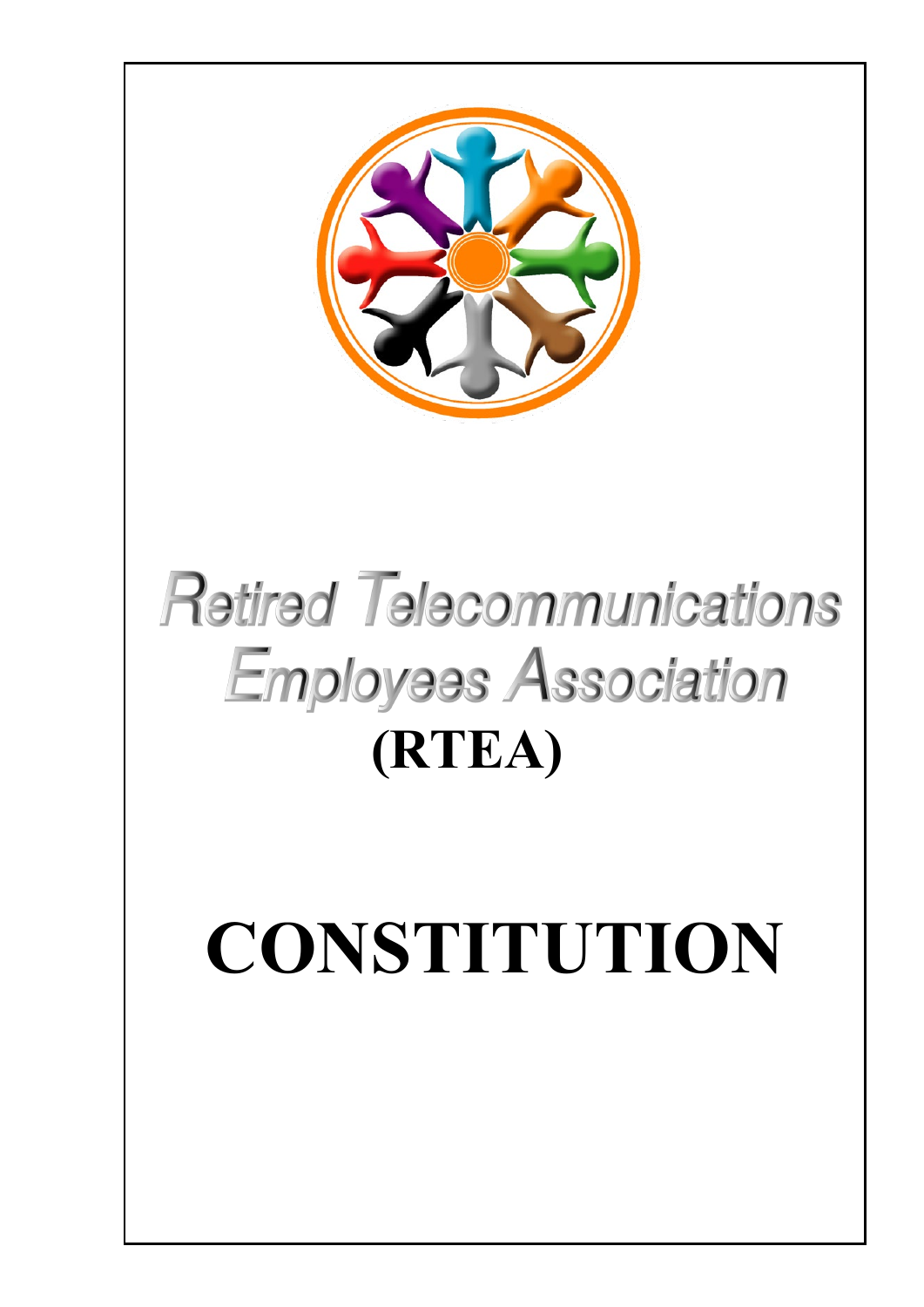# Retired Telecommunications Employees Association

## (RTEA)

# CONSTITUTION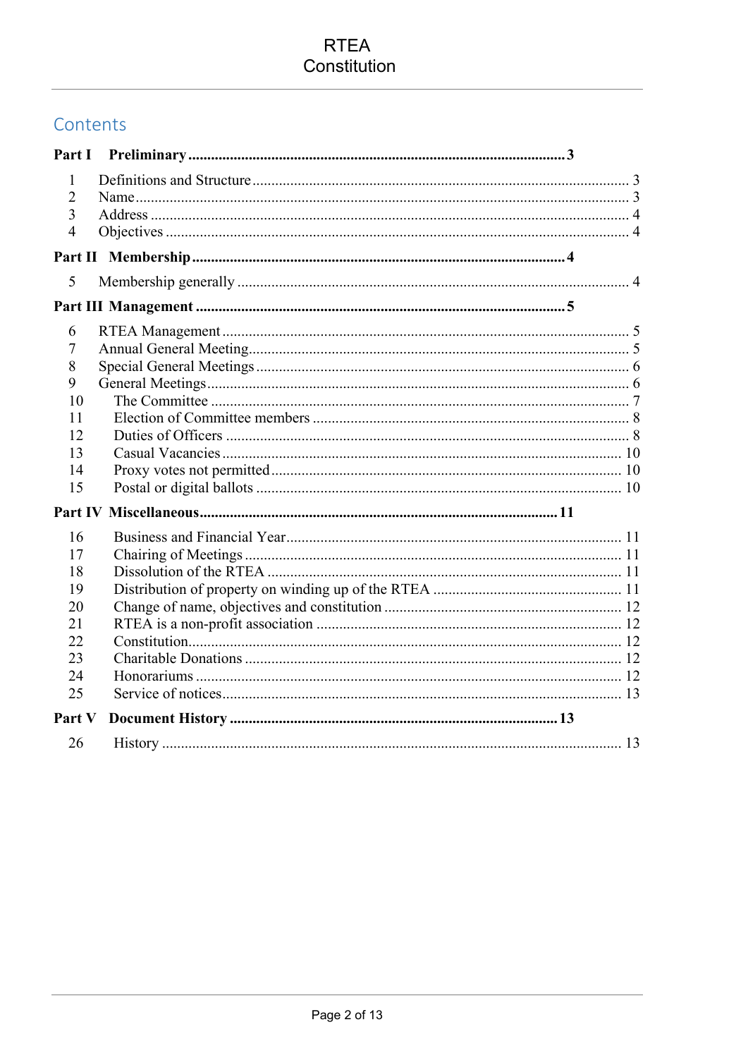## Contents

**Part I Preliminary** .......... **3**

1 Definitions and Structure .......... 3
2 Name .......... 3
3 Address .......... 4
4 Objectives .......... 4

**Part II Membership** .......... **4**

5 Membership generally .......... 4

**Part III Management** .......... **5**

6 RTEA Management .......... 5
7 Annual General Meeting .......... 5
8 Special General Meetings .......... 6
9 General Meetings .......... 6
10 The Committee .......... 7
11 Election of Committee members .......... 8
12 Duties of Officers .......... 8
13 Casual Vacancies .......... 10
14 Proxy votes not permitted .......... 10
15 Postal or digital ballots .......... 10

**Part IV Miscellaneous** .......... **11**

16 Business and Financial Year .......... 11
17 Chairing of Meetings .......... 11
18 Dissolution of the RTEA .......... 11
19 Distribution of property on winding up of the RTEA .......... 11
20 Change of name, objectives and constitution .......... 12
21 RTEA is a non-profit association .......... 12
22 Constitution .......... 12
23 Charitable Donations .......... 12
24 Honorariums .......... 12
25 Service of notices .......... 13

**Part V Document History** .......... **13**

26 History .......... 13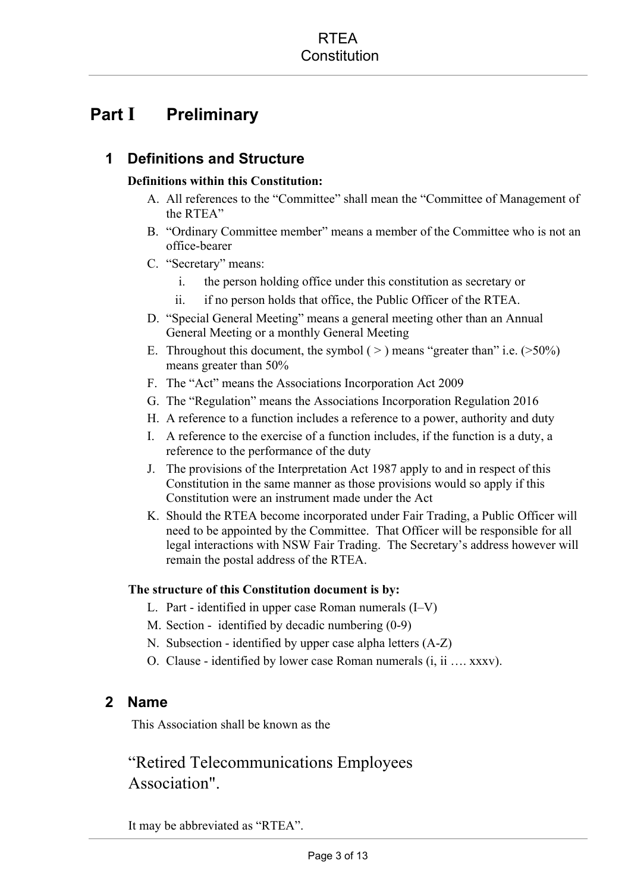# Part I Preliminary

## 1 Definitions and Structure

**Definitions within this Constitution:**

A. All references to the "Committee" shall mean the "Committee of Management of the RTEA"
B. "Ordinary Committee member" means a member of the Committee who is not an office-bearer
C. "Secretary" means:
   i. the person holding office under this constitution as secretary or
   ii. if no person holds that office, the Public Officer of the RTEA.
D. "Special General Meeting" means a general meeting other than an Annual General Meeting or a monthly General Meeting
E. Throughout this document, the symbol ( > ) means "greater than" i.e. (>50%) means greater than 50%
F. The "Act" means the Associations Incorporation Act 2009
G. The "Regulation" means the Associations Incorporation Regulation 2016
H. A reference to a function includes a reference to a power, authority and duty
I. A reference to the exercise of a function includes, if the function is a duty, a reference to the performance of the duty
J. The provisions of the Interpretation Act 1987 apply to and in respect of this Constitution in the same manner as those provisions would so apply if this Constitution were an instrument made under the Act
K. Should the RTEA become incorporated under Fair Trading, a Public Officer will need to be appointed by the Committee. That Officer will be responsible for all legal interactions with NSW Fair Trading. The Secretary's address however will remain the postal address of the RTEA.

**The structure of this Constitution document is by:**

L. Part - identified in upper case Roman numerals (I–V)
M. Section - identified by decadic numbering (0-9)
N. Subsection - identified by upper case alpha letters (A-Z)
O. Clause - identified by lower case Roman numerals (i, ii …. xxxv).

## 2 Name

This Association shall be known as the

"Retired Telecommunications Employees Association".

It may be abbreviated as "RTEA".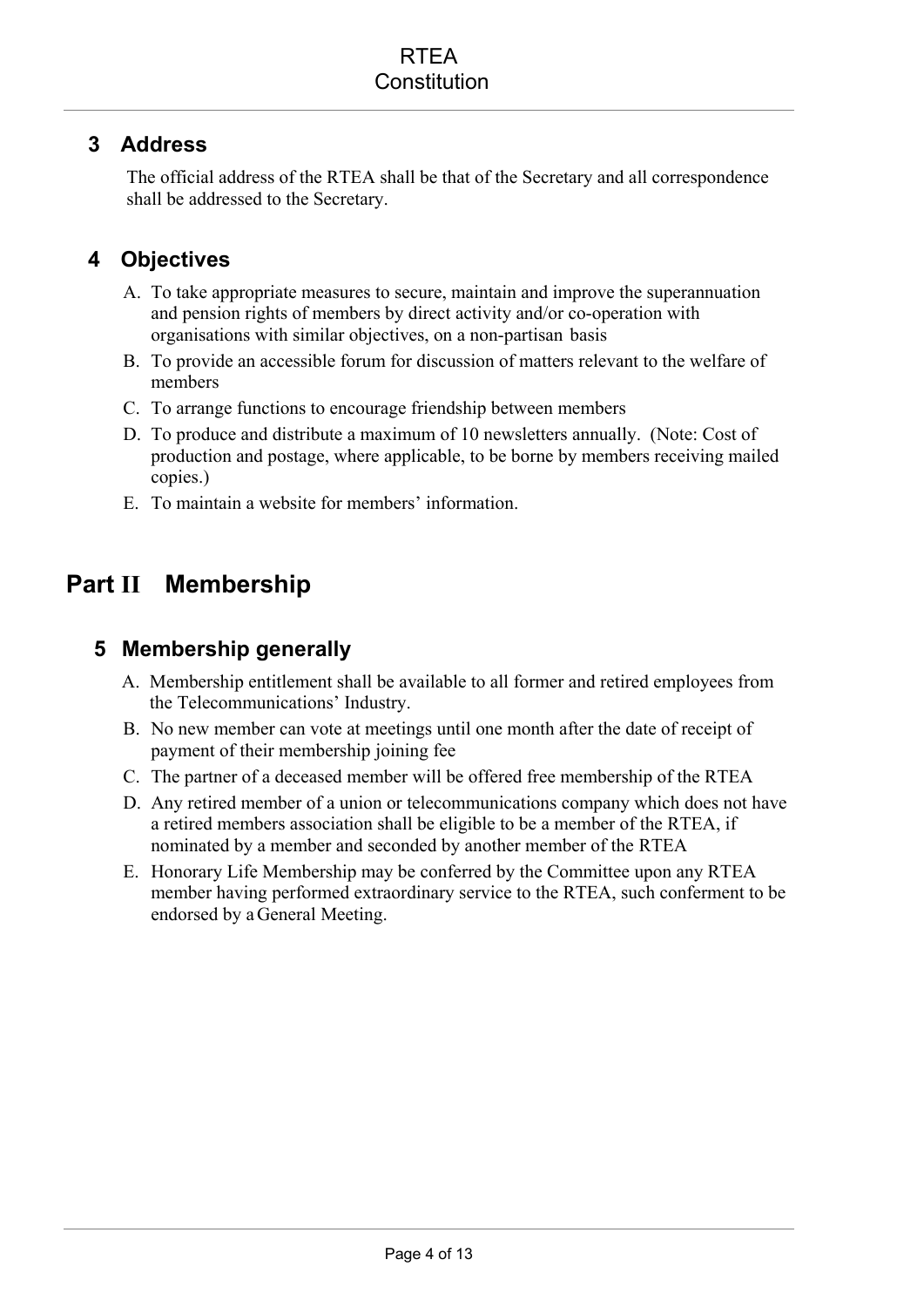## 3 Address

The official address of the RTEA shall be that of the Secretary and all correspondence shall be addressed to the Secretary.

## 4 Objectives

A. To take appropriate measures to secure, maintain and improve the superannuation and pension rights of members by direct activity and/or co-operation with organisations with similar objectives, on a non-partisan basis

B. To provide an accessible forum for discussion of matters relevant to the welfare of members

C. To arrange functions to encourage friendship between members

D. To produce and distribute a maximum of 10 newsletters annually. (Note: Cost of production and postage, where applicable, to be borne by members receiving mailed copies.)

E. To maintain a website for members' information.

# Part II Membership

## 5 Membership generally

A. Membership entitlement shall be available to all former and retired employees from the Telecommunications' Industry.

B. No new member can vote at meetings until one month after the date of receipt of payment of their membership joining fee

C. The partner of a deceased member will be offered free membership of the RTEA

D. Any retired member of a union or telecommunications company which does not have a retired members association shall be eligible to be a member of the RTEA, if nominated by a member and seconded by another member of the RTEA

E. Honorary Life Membership may be conferred by the Committee upon any RTEA member having performed extraordinary service to the RTEA, such conferment to be endorsed by a General Meeting.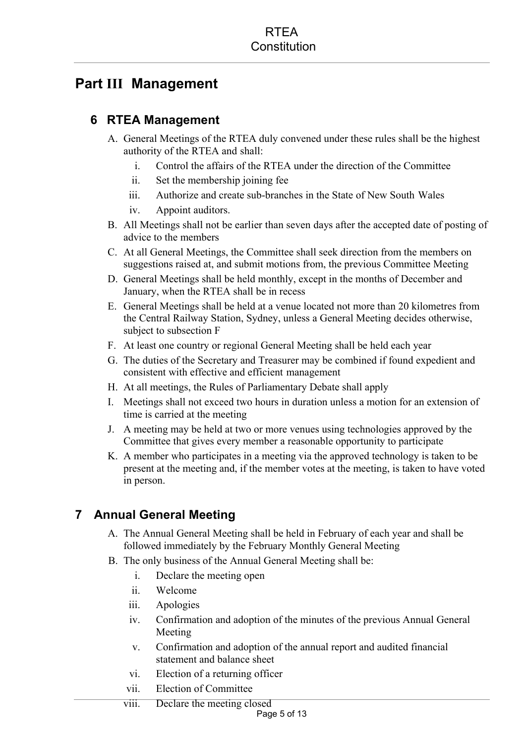# Part III Management

## 6 RTEA Management

A. General Meetings of the RTEA duly convened under these rules shall be the highest authority of the RTEA and shall:
   i. Control the affairs of the RTEA under the direction of the Committee
   ii. Set the membership joining fee
   iii. Authorize and create sub-branches in the State of New South Wales
   iv. Appoint auditors.

B. All Meetings shall not be earlier than seven days after the accepted date of posting of advice to the members

C. At all General Meetings, the Committee shall seek direction from the members on suggestions raised at, and submit motions from, the previous Committee Meeting

D. General Meetings shall be held monthly, except in the months of December and January, when the RTEA shall be in recess

E. General Meetings shall be held at a venue located not more than 20 kilometres from the Central Railway Station, Sydney, unless a General Meeting decides otherwise, subject to subsection F

F. At least one country or regional General Meeting shall be held each year

G. The duties of the Secretary and Treasurer may be combined if found expedient and consistent with effective and efficient management

H. At all meetings, the Rules of Parliamentary Debate shall apply

I. Meetings shall not exceed two hours in duration unless a motion for an extension of time is carried at the meeting

J. A meeting may be held at two or more venues using technologies approved by the Committee that gives every member a reasonable opportunity to participate

K. A member who participates in a meeting via the approved technology is taken to be present at the meeting and, if the member votes at the meeting, is taken to have voted in person.

## 7 Annual General Meeting

A. The Annual General Meeting shall be held in February of each year and shall be followed immediately by the February Monthly General Meeting

B. The only business of the Annual General Meeting shall be:
   i. Declare the meeting open
   ii. Welcome
   iii. Apologies
   iv. Confirmation and adoption of the minutes of the previous Annual General Meeting
   v. Confirmation and adoption of the annual report and audited financial statement and balance sheet
   vi. Election of a returning officer
   vii. Election of Committee
   viii. Declare the meeting closed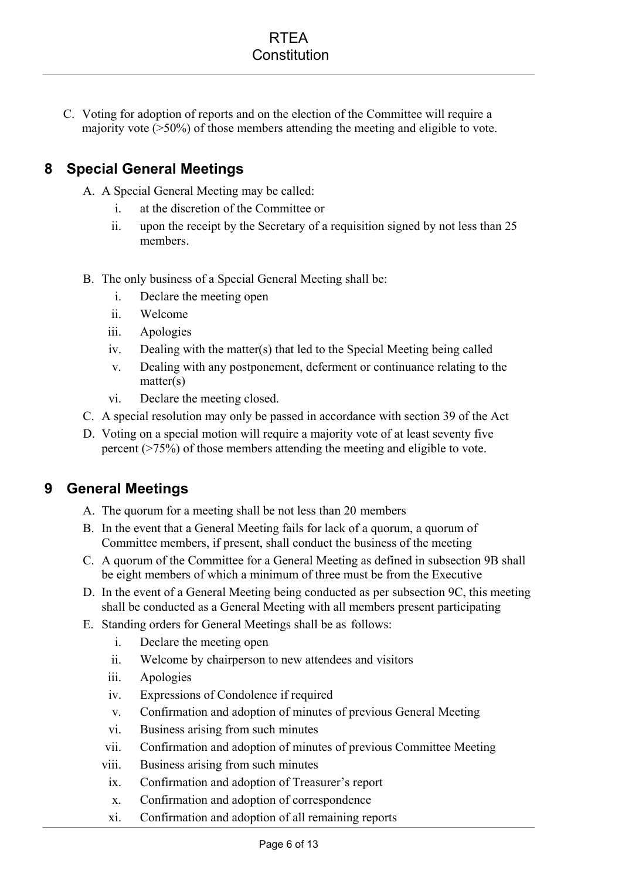C. Voting for adoption of reports and on the election of the Committee will require a majority vote (>50%) of those members attending the meeting and eligible to vote.

## 8 Special General Meetings

A. A Special General Meeting may be called:
   i. at the discretion of the Committee or
   ii. upon the receipt by the Secretary of a requisition signed by not less than 25 members.

B. The only business of a Special General Meeting shall be:
   i. Declare the meeting open
   ii. Welcome
   iii. Apologies
   iv. Dealing with the matter(s) that led to the Special Meeting being called
   v. Dealing with any postponement, deferment or continuance relating to the matter(s)
   vi. Declare the meeting closed.

C. A special resolution may only be passed in accordance with section 39 of the Act

D. Voting on a special motion will require a majority vote of at least seventy five percent (>75%) of those members attending the meeting and eligible to vote.

## 9 General Meetings

A. The quorum for a meeting shall be not less than 20 members

B. In the event that a General Meeting fails for lack of a quorum, a quorum of Committee members, if present, shall conduct the business of the meeting

C. A quorum of the Committee for a General Meeting as defined in subsection 9B shall be eight members of which a minimum of three must be from the Executive

D. In the event of a General Meeting being conducted as per subsection 9C, this meeting shall be conducted as a General Meeting with all members present participating

E. Standing orders for General Meetings shall be as follows:
   i. Declare the meeting open
   ii. Welcome by chairperson to new attendees and visitors
   iii. Apologies
   iv. Expressions of Condolence if required
   v. Confirmation and adoption of minutes of previous General Meeting
   vi. Business arising from such minutes
   vii. Confirmation and adoption of minutes of previous Committee Meeting
   viii. Business arising from such minutes
   ix. Confirmation and adoption of Treasurer's report
   x. Confirmation and adoption of correspondence
   xi. Confirmation and adoption of all remaining reports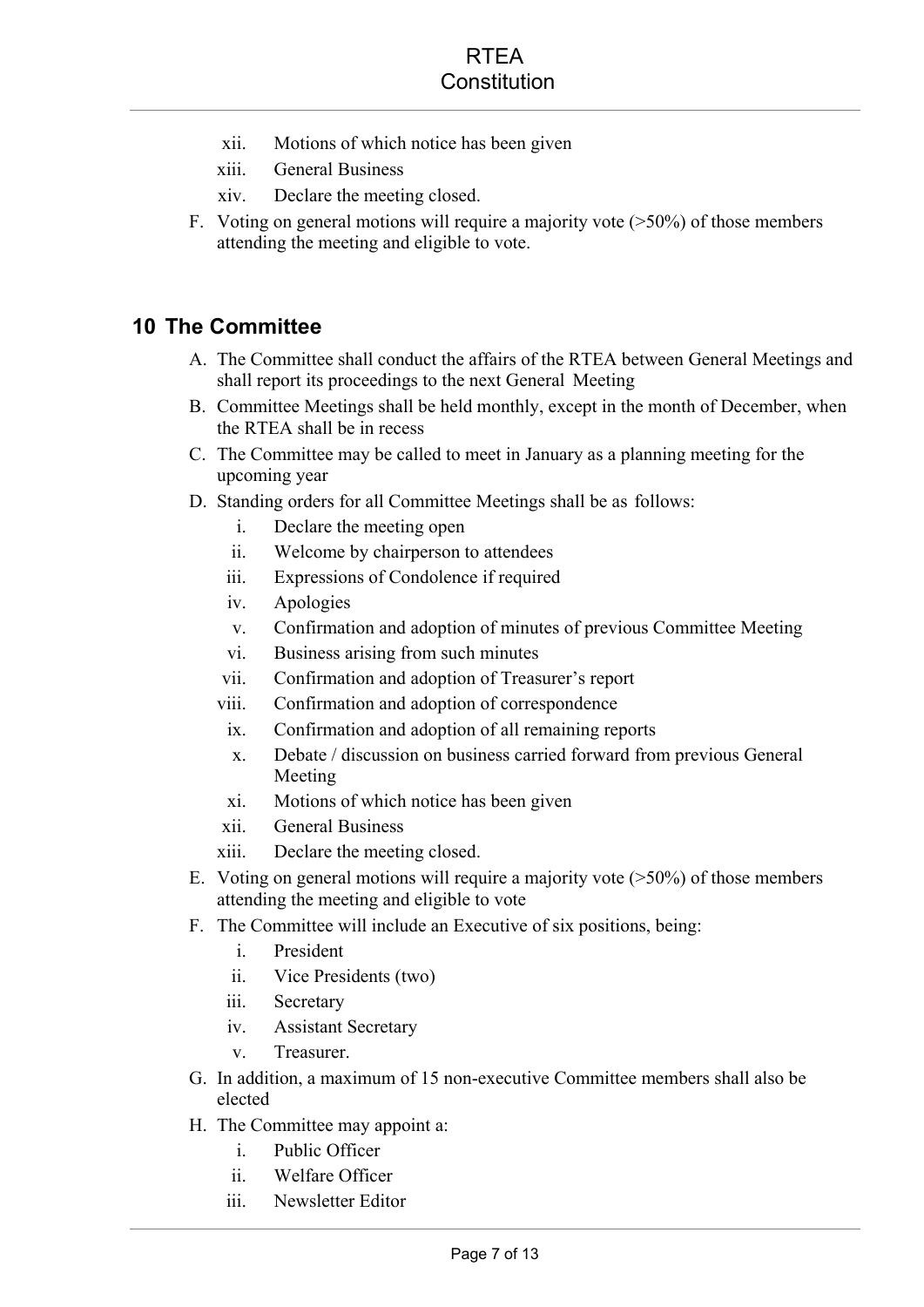xii. Motions of which notice has been given
xiii. General Business
xiv. Declare the meeting closed.

F. Voting on general motions will require a majority vote (>50%) of those members attending the meeting and eligible to vote.

## 10 The Committee

A. The Committee shall conduct the affairs of the RTEA between General Meetings and shall report its proceedings to the next General Meeting
B. Committee Meetings shall be held monthly, except in the month of December, when the RTEA shall be in recess
C. The Committee may be called to meet in January as a planning meeting for the upcoming year
D. Standing orders for all Committee Meetings shall be as follows:
   i. Declare the meeting open
   ii. Welcome by chairperson to attendees
   iii. Expressions of Condolence if required
   iv. Apologies
   v. Confirmation and adoption of minutes of previous Committee Meeting
   vi. Business arising from such minutes
   vii. Confirmation and adoption of Treasurer's report
   viii. Confirmation and adoption of correspondence
   ix. Confirmation and adoption of all remaining reports
   x. Debate / discussion on business carried forward from previous General Meeting
   xi. Motions of which notice has been given
   xii. General Business
   xiii. Declare the meeting closed.
E. Voting on general motions will require a majority vote (>50%) of those members attending the meeting and eligible to vote
F. The Committee will include an Executive of six positions, being:
   i. President
   ii. Vice Presidents (two)
   iii. Secretary
   iv. Assistant Secretary
   v. Treasurer.
G. In addition, a maximum of 15 non-executive Committee members shall also be elected
H. The Committee may appoint a:
   i. Public Officer
   ii. Welfare Officer
   iii. Newsletter Editor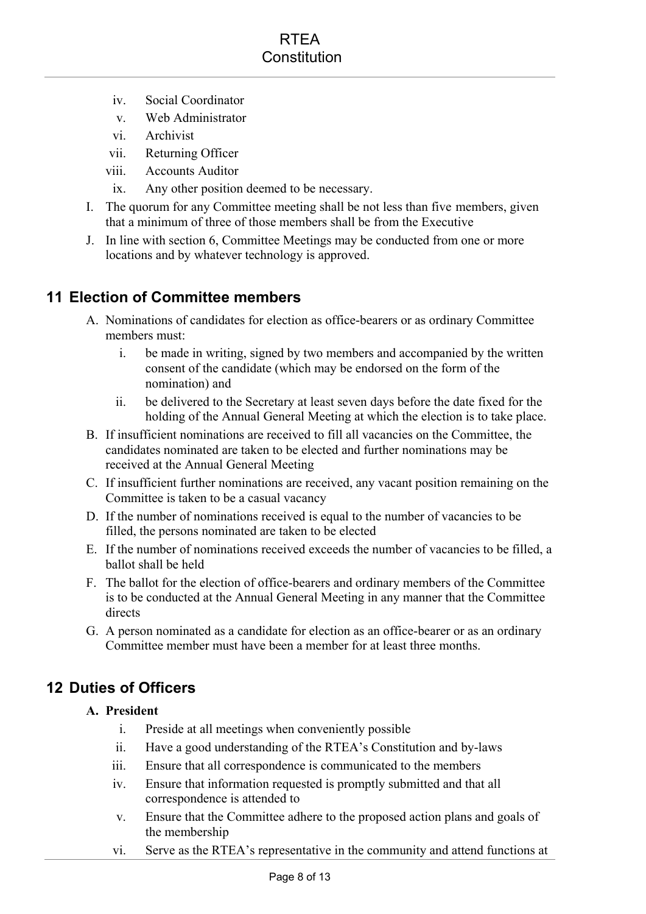iv. Social Coordinator
v. Web Administrator
vi. Archivist
vii. Returning Officer
viii. Accounts Auditor
ix. Any other position deemed to be necessary.

I. The quorum for any Committee meeting shall be not less than five members, given that a minimum of three of those members shall be from the Executive

J. In line with section 6, Committee Meetings may be conducted from one or more locations and by whatever technology is approved.

## 11 Election of Committee members

A. Nominations of candidates for election as office-bearers or as ordinary Committee members must:

   i. be made in writing, signed by two members and accompanied by the written consent of the candidate (which may be endorsed on the form of the nomination) and

   ii. be delivered to the Secretary at least seven days before the date fixed for the holding of the Annual General Meeting at which the election is to take place.

B. If insufficient nominations are received to fill all vacancies on the Committee, the candidates nominated are taken to be elected and further nominations may be received at the Annual General Meeting

C. If insufficient further nominations are received, any vacant position remaining on the Committee is taken to be a casual vacancy

D. If the number of nominations received is equal to the number of vacancies to be filled, the persons nominated are taken to be elected

E. If the number of nominations received exceeds the number of vacancies to be filled, a ballot shall be held

F. The ballot for the election of office-bearers and ordinary members of the Committee is to be conducted at the Annual General Meeting in any manner that the Committee directs

G. A person nominated as a candidate for election as an office-bearer or as an ordinary Committee member must have been a member for at least three months.

## 12 Duties of Officers

**A. President**

   i. Preside at all meetings when conveniently possible

   ii. Have a good understanding of the RTEA's Constitution and by-laws

   iii. Ensure that all correspondence is communicated to the members

   iv. Ensure that information requested is promptly submitted and that all correspondence is attended to

   v. Ensure that the Committee adhere to the proposed action plans and goals of the membership

   vi. Serve as the RTEA's representative in the community and attend functions at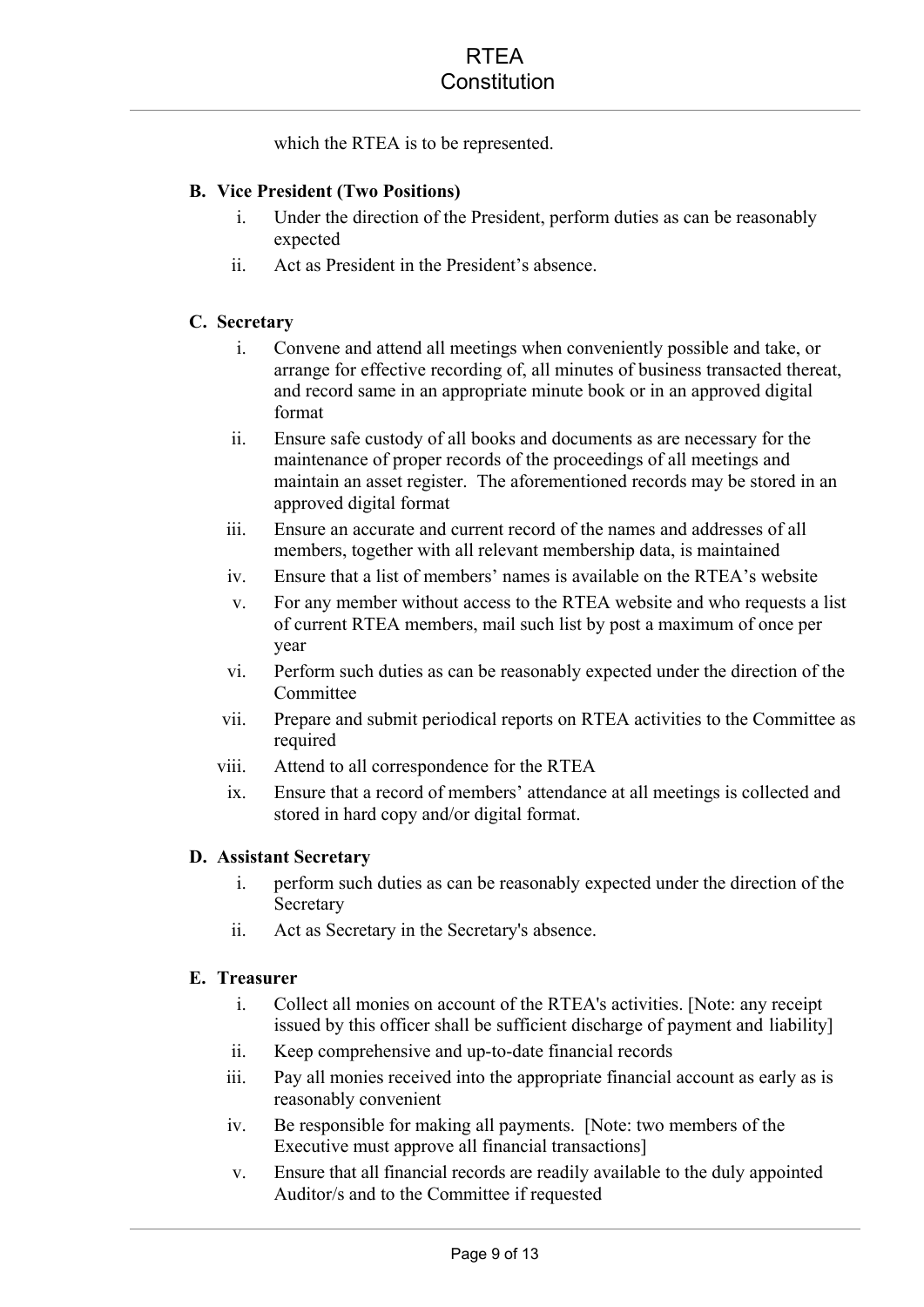which the RTEA is to be represented.

**B. Vice President (Two Positions)**

i. Under the direction of the President, perform duties as can be reasonably expected

ii. Act as President in the President's absence.

**C. Secretary**

i. Convene and attend all meetings when conveniently possible and take, or arrange for effective recording of, all minutes of business transacted thereat, and record same in an appropriate minute book or in an approved digital format

ii. Ensure safe custody of all books and documents as are necessary for the maintenance of proper records of the proceedings of all meetings and maintain an asset register. The aforementioned records may be stored in an approved digital format

iii. Ensure an accurate and current record of the names and addresses of all members, together with all relevant membership data, is maintained

iv. Ensure that a list of members' names is available on the RTEA's website

v. For any member without access to the RTEA website and who requests a list of current RTEA members, mail such list by post a maximum of once per year

vi. Perform such duties as can be reasonably expected under the direction of the Committee

vii. Prepare and submit periodical reports on RTEA activities to the Committee as required

viii. Attend to all correspondence for the RTEA

ix. Ensure that a record of members' attendance at all meetings is collected and stored in hard copy and/or digital format.

**D. Assistant Secretary**

i. perform such duties as can be reasonably expected under the direction of the Secretary

ii. Act as Secretary in the Secretary's absence.

**E. Treasurer**

i. Collect all monies on account of the RTEA's activities. [Note: any receipt issued by this officer shall be sufficient discharge of payment and liability]

ii. Keep comprehensive and up-to-date financial records

iii. Pay all monies received into the appropriate financial account as early as is reasonably convenient

iv. Be responsible for making all payments. [Note: two members of the Executive must approve all financial transactions]

v. Ensure that all financial records are readily available to the duly appointed Auditor/s and to the Committee if requested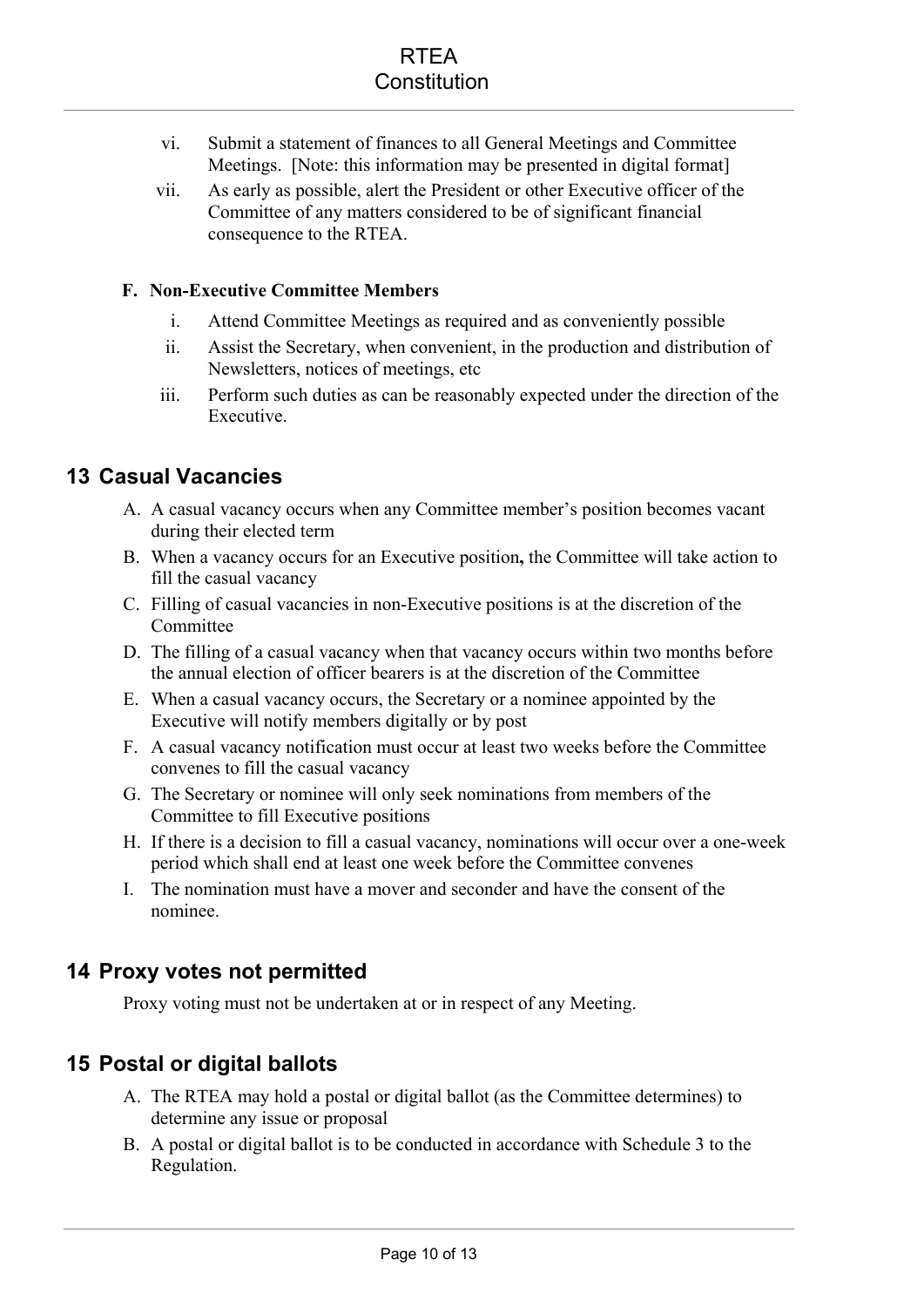vi. Submit a statement of finances to all General Meetings and Committee Meetings. [Note: this information may be presented in digital format]

vii. As early as possible, alert the President or other Executive officer of the Committee of any matters considered to be of significant financial consequence to the RTEA.

**F. Non-Executive Committee Members**

i. Attend Committee Meetings as required and as conveniently possible

ii. Assist the Secretary, when convenient, in the production and distribution of Newsletters, notices of meetings, etc

iii. Perform such duties as can be reasonably expected under the direction of the Executive.

## 13 Casual Vacancies

A. A casual vacancy occurs when any Committee member's position becomes vacant during their elected term

B. When a vacancy occurs for an Executive position**,** the Committee will take action to fill the casual vacancy

C. Filling of casual vacancies in non-Executive positions is at the discretion of the Committee

D. The filling of a casual vacancy when that vacancy occurs within two months before the annual election of officer bearers is at the discretion of the Committee

E. When a casual vacancy occurs, the Secretary or a nominee appointed by the Executive will notify members digitally or by post

F. A casual vacancy notification must occur at least two weeks before the Committee convenes to fill the casual vacancy

G. The Secretary or nominee will only seek nominations from members of the Committee to fill Executive positions

H. If there is a decision to fill a casual vacancy, nominations will occur over a one-week period which shall end at least one week before the Committee convenes

I. The nomination must have a mover and seconder and have the consent of the nominee.

## 14 Proxy votes not permitted

Proxy voting must not be undertaken at or in respect of any Meeting.

## 15 Postal or digital ballots

A. The RTEA may hold a postal or digital ballot (as the Committee determines) to determine any issue or proposal

B. A postal or digital ballot is to be conducted in accordance with Schedule 3 to the Regulation.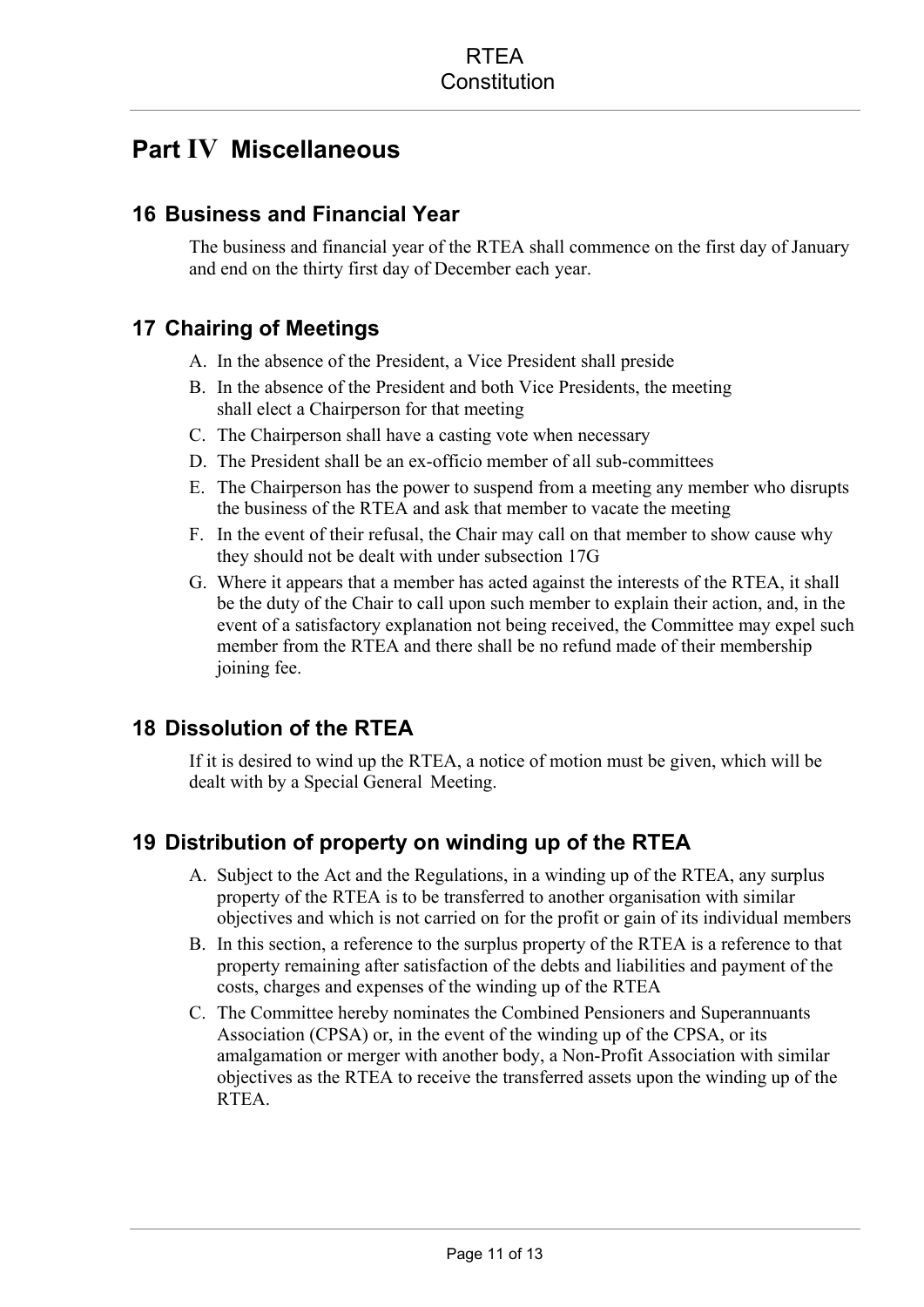# Part IV Miscellaneous

## 16 Business and Financial Year

The business and financial year of the RTEA shall commence on the first day of January and end on the thirty first day of December each year.

## 17 Chairing of Meetings

A. In the absence of the President, a Vice President shall preside

B. In the absence of the President and both Vice Presidents, the meeting shall elect a Chairperson for that meeting

C. The Chairperson shall have a casting vote when necessary

D. The President shall be an ex-officio member of all sub-committees

E. The Chairperson has the power to suspend from a meeting any member who disrupts the business of the RTEA and ask that member to vacate the meeting

F. In the event of their refusal, the Chair may call on that member to show cause why they should not be dealt with under subsection 17G

G. Where it appears that a member has acted against the interests of the RTEA, it shall be the duty of the Chair to call upon such member to explain their action, and, in the event of a satisfactory explanation not being received, the Committee may expel such member from the RTEA and there shall be no refund made of their membership joining fee.

## 18 Dissolution of the RTEA

If it is desired to wind up the RTEA, a notice of motion must be given, which will be dealt with by a Special General Meeting.

## 19 Distribution of property on winding up of the RTEA

A. Subject to the Act and the Regulations, in a winding up of the RTEA, any surplus property of the RTEA is to be transferred to another organisation with similar objectives and which is not carried on for the profit or gain of its individual members

B. In this section, a reference to the surplus property of the RTEA is a reference to that property remaining after satisfaction of the debts and liabilities and payment of the costs, charges and expenses of the winding up of the RTEA

C. The Committee hereby nominates the Combined Pensioners and Superannuants Association (CPSA) or, in the event of the winding up of the CPSA, or its amalgamation or merger with another body, a Non-Profit Association with similar objectives as the RTEA to receive the transferred assets upon the winding up of the RTEA.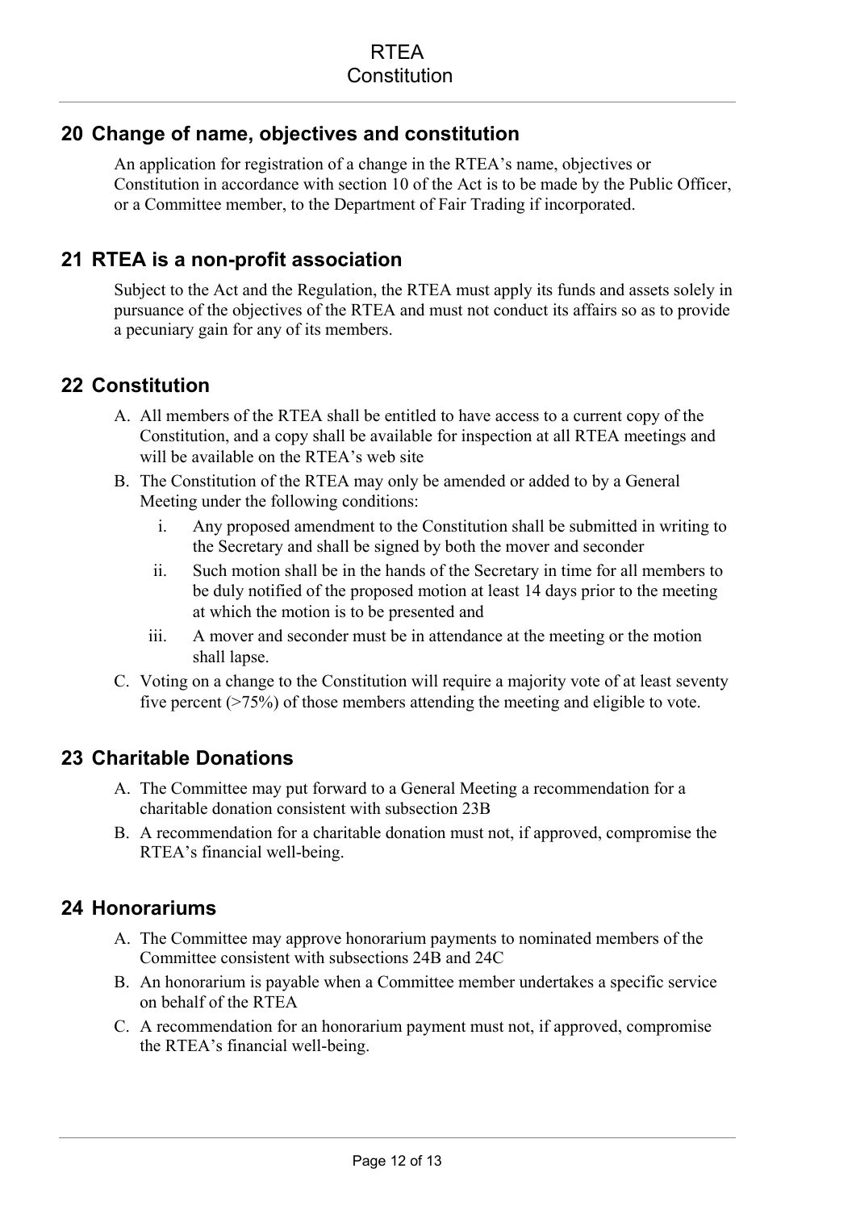## 20 Change of name, objectives and constitution

An application for registration of a change in the RTEA's name, objectives or Constitution in accordance with section 10 of the Act is to be made by the Public Officer, or a Committee member, to the Department of Fair Trading if incorporated.

## 21 RTEA is a non-profit association

Subject to the Act and the Regulation, the RTEA must apply its funds and assets solely in pursuance of the objectives of the RTEA and must not conduct its affairs so as to provide a pecuniary gain for any of its members.

## 22 Constitution

A. All members of the RTEA shall be entitled to have access to a current copy of the Constitution, and a copy shall be available for inspection at all RTEA meetings and will be available on the RTEA's web site

B. The Constitution of the RTEA may only be amended or added to by a General Meeting under the following conditions:

   i. Any proposed amendment to the Constitution shall be submitted in writing to the Secretary and shall be signed by both the mover and seconder

   ii. Such motion shall be in the hands of the Secretary in time for all members to be duly notified of the proposed motion at least 14 days prior to the meeting at which the motion is to be presented and

   iii. A mover and seconder must be in attendance at the meeting or the motion shall lapse.

C. Voting on a change to the Constitution will require a majority vote of at least seventy five percent (>75%) of those members attending the meeting and eligible to vote.

## 23 Charitable Donations

A. The Committee may put forward to a General Meeting a recommendation for a charitable donation consistent with subsection 23B

B. A recommendation for a charitable donation must not, if approved, compromise the RTEA's financial well-being.

## 24 Honorariums

A. The Committee may approve honorarium payments to nominated members of the Committee consistent with subsections 24B and 24C

B. An honorarium is payable when a Committee member undertakes a specific service on behalf of the RTEA

C. A recommendation for an honorarium payment must not, if approved, compromise the RTEA's financial well-being.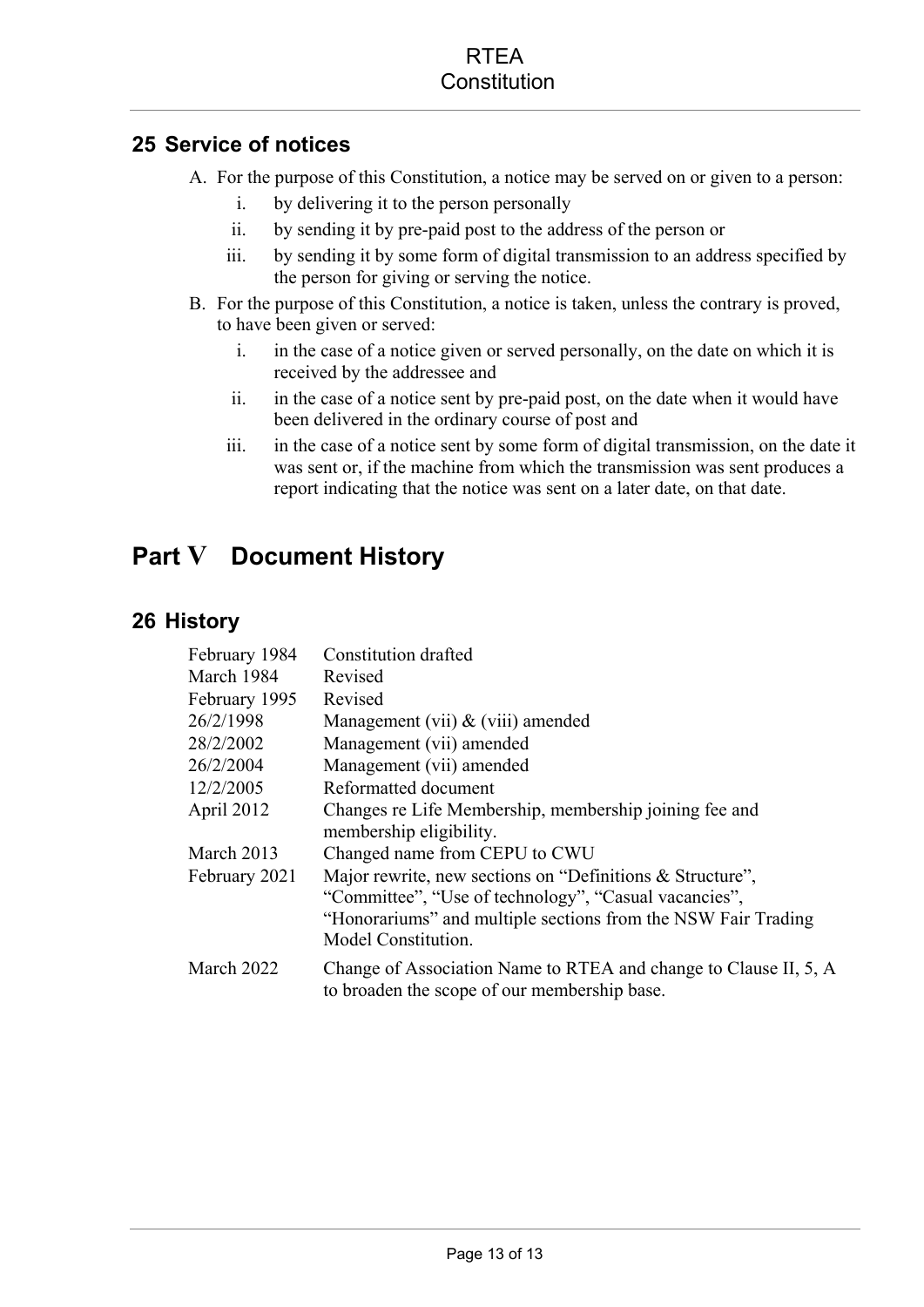## 25 Service of notices

A. For the purpose of this Constitution, a notice may be served on or given to a person:
   i. by delivering it to the person personally
   ii. by sending it by pre-paid post to the address of the person or
   iii. by sending it by some form of digital transmission to an address specified by the person for giving or serving the notice.

B. For the purpose of this Constitution, a notice is taken, unless the contrary is proved, to have been given or served:
   i. in the case of a notice given or served personally, on the date on which it is received by the addressee and
   ii. in the case of a notice sent by pre-paid post, on the date when it would have been delivered in the ordinary course of post and
   iii. in the case of a notice sent by some form of digital transmission, on the date it was sent or, if the machine from which the transmission was sent produces a report indicating that the notice was sent on a later date, on that date.

# Part V Document History

## 26 History

| | |
|---|---|
| February 1984 | Constitution drafted |
| March 1984 | Revised |
| February 1995 | Revised |
| 26/2/1998 | Management (vii) & (viii) amended |
| 28/2/2002 | Management (vii) amended |
| 26/2/2004 | Management (vii) amended |
| 12/2/2005 | Reformatted document |
| April 2012 | Changes re Life Membership, membership joining fee and membership eligibility. |
| March 2013 | Changed name from CEPU to CWU |
| February 2021 | Major rewrite, new sections on "Definitions & Structure", "Committee", "Use of technology", "Casual vacancies", "Honorariums" and multiple sections from the NSW Fair Trading Model Constitution. |
| March 2022 | Change of Association Name to RTEA and change to Clause II, 5, A to broaden the scope of our membership base. |